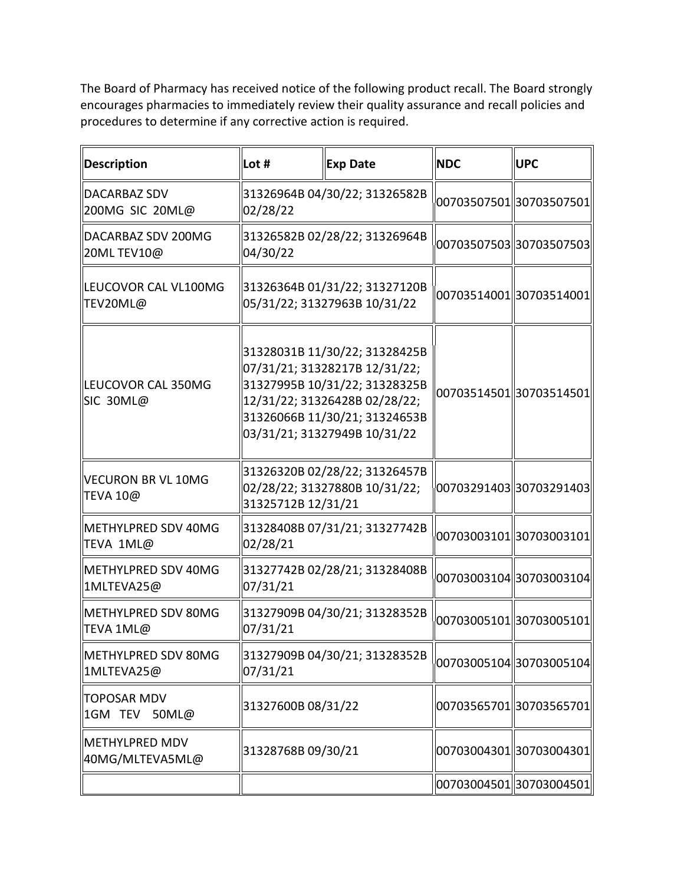The Board of Pharmacy has received notice of the following product recall. The Board strongly encourages pharmacies to immediately review their quality assurance and recall policies and procedures to determine if any corrective action is required.

| Description | Lot # | Exp Date | NDC | UPC |
|---|---|---|---|---|
| DACARBAZ SDV 200MG SIC 20ML@ | 31326964B 04/30/22; 31326582B 02/28/22 | | 00703507501 | 30703507501 |
| DACARBAZ SDV 200MG 20ML TEV10@ | 31326582B 02/28/22; 31326964B 04/30/22 | | 00703507503 | 30703507503 |
| LEUCOVOR CAL VL100MG TEV20ML@ | 31326364B 01/31/22; 31327120B 05/31/22; 31327963B 10/31/22 | | 00703514001 | 30703514001 |
| LEUCOVOR CAL 350MG SIC 30ML@ | 31328031B 11/30/22; 31328425B 07/31/21; 31328217B 12/31/22; 31327995B 10/31/22; 31328325B 12/31/22; 31326428B 02/28/22; 31326066B 11/30/21; 31324653B 03/31/21; 31327949B 10/31/22 | | 00703514501 | 30703514501 |
| VECURON BR VL 10MG TEVA 10@ | 31326320B 02/28/22; 31326457B 02/28/22; 31327880B 10/31/22; 31325712B 12/31/21 | | 00703291403 | 30703291403 |
| METHYLPRED SDV 40MG TEVA 1ML@ | 31328408B 07/31/21; 31327742B 02/28/21 | | 00703003101 | 30703003101 |
| METHYLPRED SDV 40MG 1MLTEVA25@ | 31327742B 02/28/21; 31328408B 07/31/21 | | 00703003104 | 30703003104 |
| METHYLPRED SDV 80MG TEVA 1ML@ | 31327909B 04/30/21; 31328352B 07/31/21 | | 00703005101 | 30703005101 |
| METHYLPRED SDV 80MG 1MLTEVA25@ | 31327909B 04/30/21; 31328352B 07/31/21 | | 00703005104 | 30703005104 |
| TOPOSAR MDV 1GM TEV 50ML@ | 31327600B 08/31/22 | | 00703565701 | 30703565701 |
| METHYLPRED MDV 40MG/MLTEVA5ML@ | 31328768B 09/30/21 | | 00703004301 | 30703004301 |
| | | | 00703004501 | 30703004501 |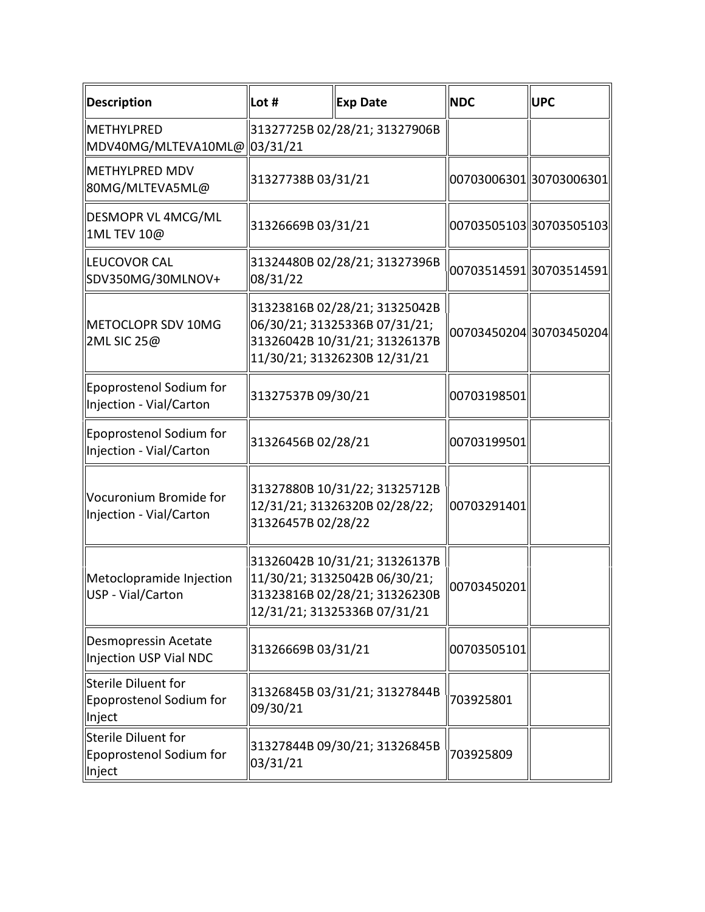| Description | Lot # | Exp Date | NDC | UPC |
|---|---|---|---|---|
| METHYLPRED MDV40MG/MLTEVA10ML@ | 31327725B 02/28/21; 31327906B 03/31/21 | | | |
| METHYLPRED MDV 80MG/MLTEVA5ML@ | 31327738B 03/31/21 | | 00703006301 | 30703006301 |
| DESMOPR VL 4MCG/ML 1ML TEV 10@ | 31326669B 03/31/21 | | 00703505103 | 30703505103 |
| LEUCOVOR CAL SDV350MG/30MLNOV+ | 31324480B 02/28/21; 31327396B 08/31/22 | | 00703514591 | 30703514591 |
| METOCLOPR SDV 10MG 2ML SIC 25@ | 31323816B 02/28/21; 31325042B 06/30/21; 31325336B 07/31/21; 31326042B 10/31/21; 31326137B 11/30/21; 31326230B 12/31/21 | | 00703450204 | 30703450204 |
| Epoprostenol Sodium for Injection - Vial/Carton | 31327537B 09/30/21 | | 00703198501 | |
| Epoprostenol Sodium for Injection - Vial/Carton | 31326456B 02/28/21 | | 00703199501 | |
| Vocuronium Bromide for Injection - Vial/Carton | 31327880B 10/31/22; 31325712B 12/31/21; 31326320B 02/28/22; 31326457B 02/28/22 | | 00703291401 | |
| Metoclopramide Injection USP - Vial/Carton | 31326042B 10/31/21; 31326137B 11/30/21; 31325042B 06/30/21; 31323816B 02/28/21; 31326230B 12/31/21; 31325336B 07/31/21 | | 00703450201 | |
| Desmopressin Acetate Injection USP Vial NDC | 31326669B 03/31/21 | | 00703505101 | |
| Sterile Diluent for Epoprostenol Sodium for Inject | 31326845B 03/31/21; 31327844B 09/30/21 | | 703925801 | |
| Sterile Diluent for Epoprostenol Sodium for Inject | 31327844B 09/30/21; 31326845B 03/31/21 | | 703925809 | |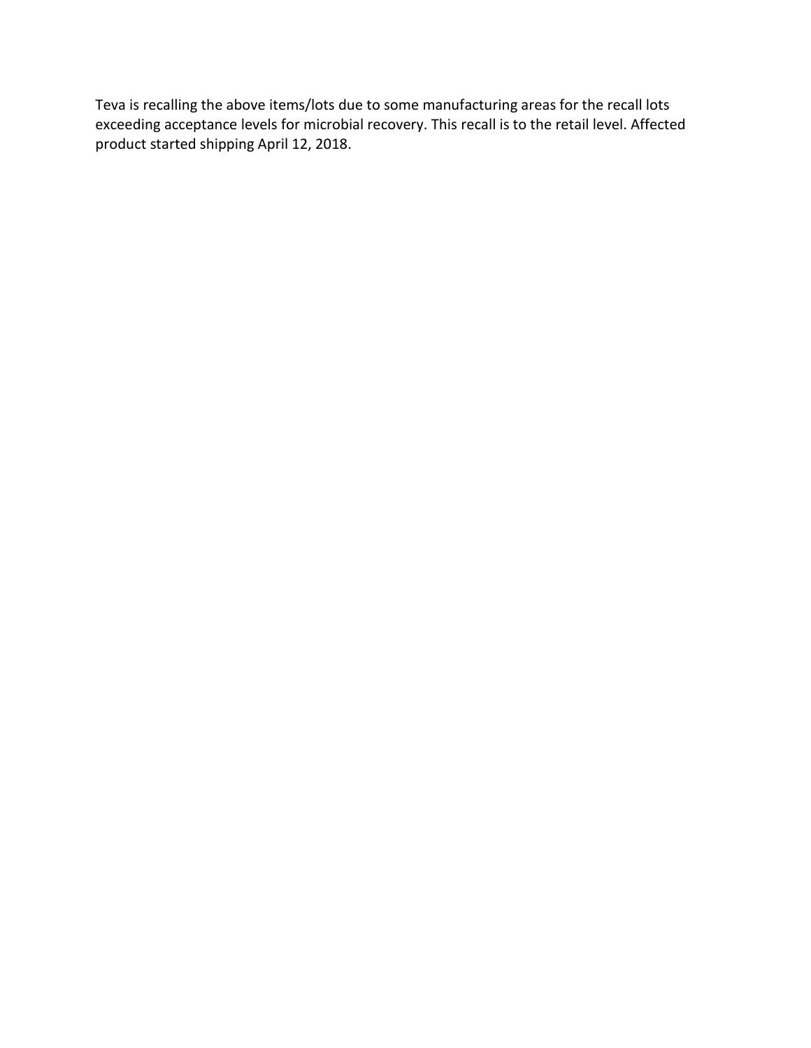Teva is recalling the above items/lots due to some manufacturing areas for the recall lots exceeding acceptance levels for microbial recovery. This recall is to the retail level. Affected product started shipping April 12, 2018.